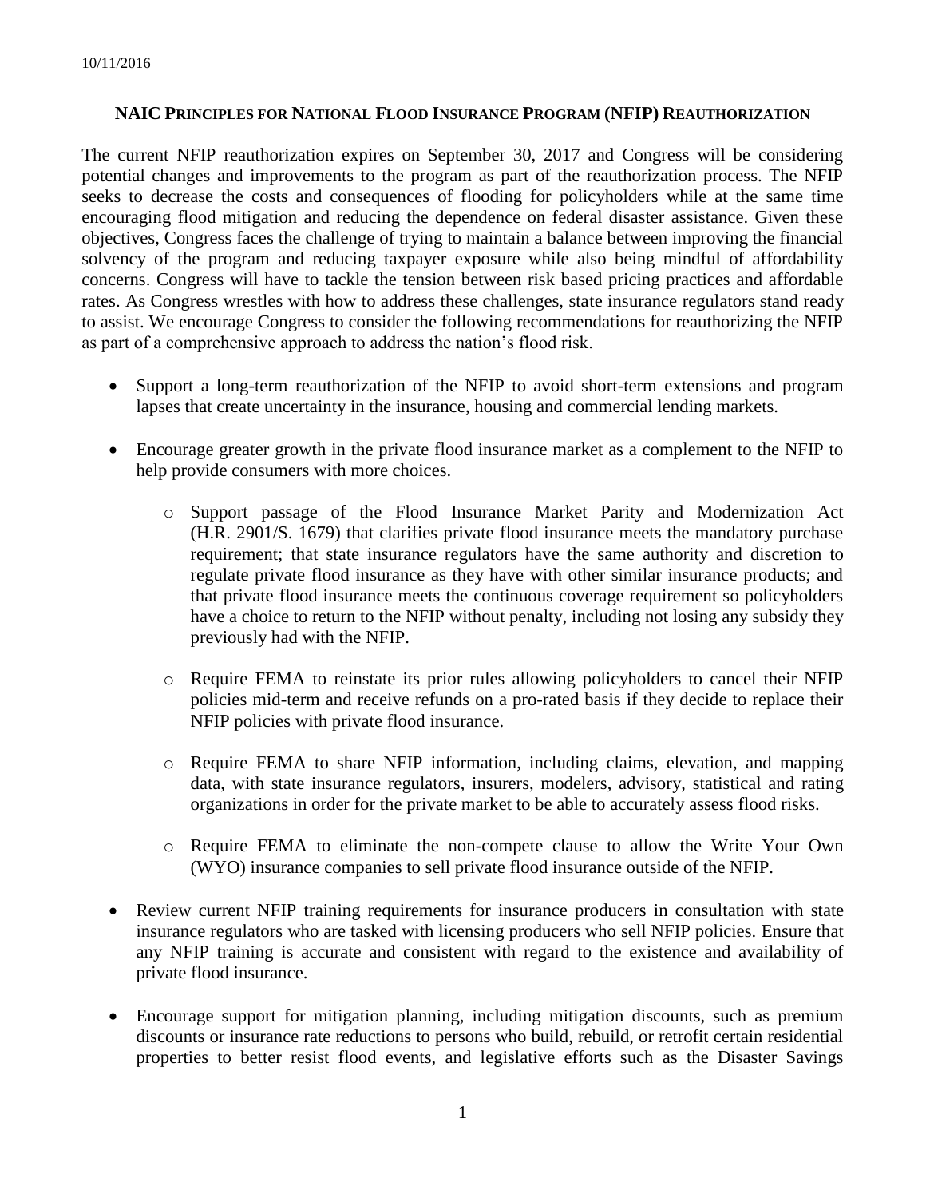10/11/2016

## NAIC PRINCIPLES FOR NATIONAL FLOOD INSURANCE PROGRAM (NFIP) REAUTHORIZATION

The current NFIP reauthorization expires on September 30, 2017 and Congress will be considering potential changes and improvements to the program as part of the reauthorization process. The NFIP seeks to decrease the costs and consequences of flooding for policyholders while at the same time encouraging flood mitigation and reducing the dependence on federal disaster assistance. Given these objectives, Congress faces the challenge of trying to maintain a balance between improving the financial solvency of the program and reducing taxpayer exposure while also being mindful of affordability concerns. Congress will have to tackle the tension between risk based pricing practices and affordable rates. As Congress wrestles with how to address these challenges, state insurance regulators stand ready to assist. We encourage Congress to consider the following recommendations for reauthorizing the NFIP as part of a comprehensive approach to address the nation's flood risk.

- Support a long-term reauthorization of the NFIP to avoid short-term extensions and program lapses that create uncertainty in the insurance, housing and commercial lending markets.
- Encourage greater growth in the private flood insurance market as a complement to the NFIP to help provide consumers with more choices.
  - Support passage of the Flood Insurance Market Parity and Modernization Act (H.R. 2901/S. 1679) that clarifies private flood insurance meets the mandatory purchase requirement; that state insurance regulators have the same authority and discretion to regulate private flood insurance as they have with other similar insurance products; and that private flood insurance meets the continuous coverage requirement so policyholders have a choice to return to the NFIP without penalty, including not losing any subsidy they previously had with the NFIP.
  - Require FEMA to reinstate its prior rules allowing policyholders to cancel their NFIP policies mid-term and receive refunds on a pro-rated basis if they decide to replace their NFIP policies with private flood insurance.
  - Require FEMA to share NFIP information, including claims, elevation, and mapping data, with state insurance regulators, insurers, modelers, advisory, statistical and rating organizations in order for the private market to be able to accurately assess flood risks.
  - Require FEMA to eliminate the non-compete clause to allow the Write Your Own (WYO) insurance companies to sell private flood insurance outside of the NFIP.
- Review current NFIP training requirements for insurance producers in consultation with state insurance regulators who are tasked with licensing producers who sell NFIP policies. Ensure that any NFIP training is accurate and consistent with regard to the existence and availability of private flood insurance.
- Encourage support for mitigation planning, including mitigation discounts, such as premium discounts or insurance rate reductions to persons who build, rebuild, or retrofit certain residential properties to better resist flood events, and legislative efforts such as the Disaster Savings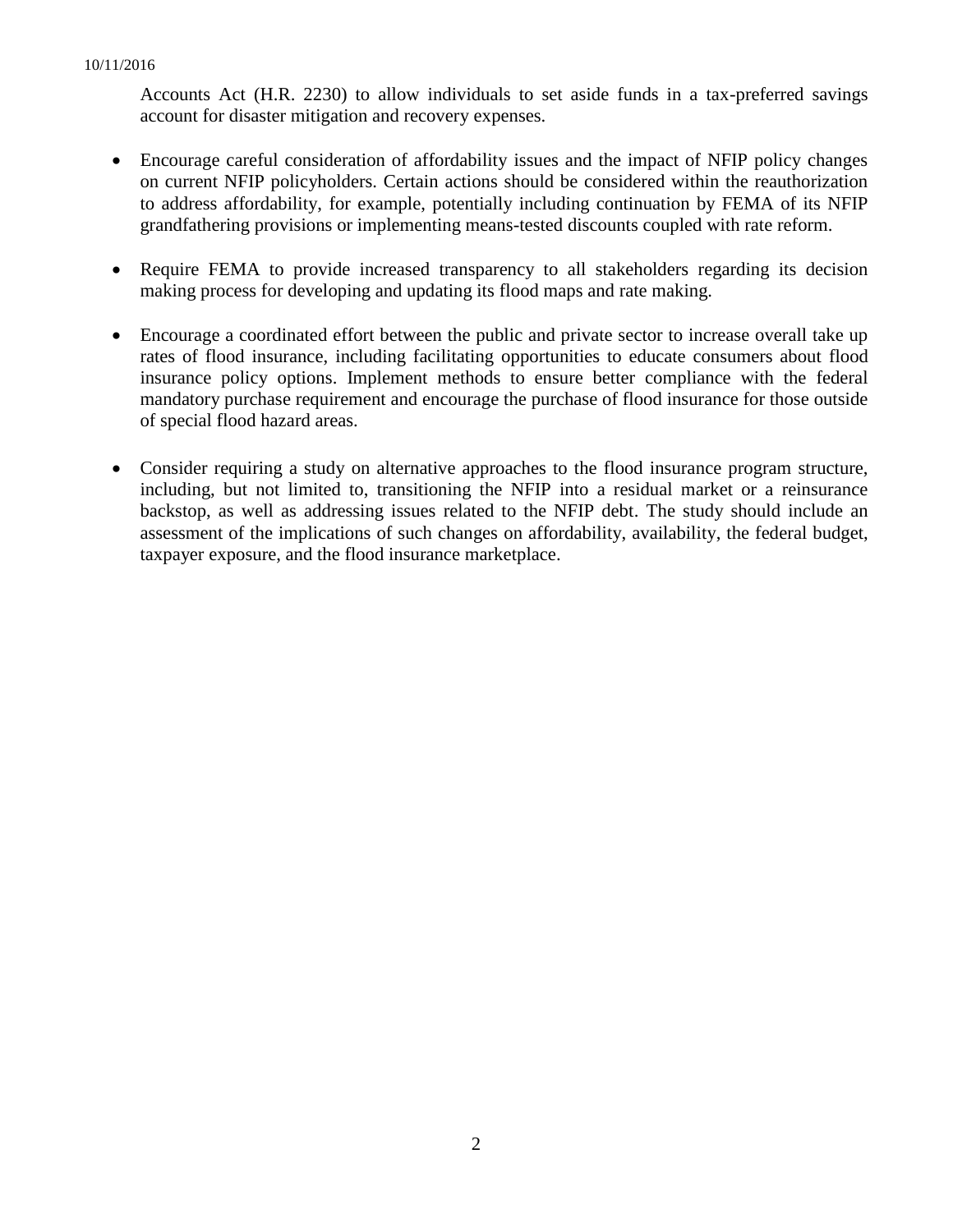Accounts Act (H.R. 2230) to allow individuals to set aside funds in a tax-preferred savings account for disaster mitigation and recovery expenses.

- Encourage careful consideration of affordability issues and the impact of NFIP policy changes on current NFIP policyholders. Certain actions should be considered within the reauthorization to address affordability, for example, potentially including continuation by FEMA of its NFIP grandfathering provisions or implementing means-tested discounts coupled with rate reform.

- Require FEMA to provide increased transparency to all stakeholders regarding its decision making process for developing and updating its flood maps and rate making.

- Encourage a coordinated effort between the public and private sector to increase overall take up rates of flood insurance, including facilitating opportunities to educate consumers about flood insurance policy options. Implement methods to ensure better compliance with the federal mandatory purchase requirement and encourage the purchase of flood insurance for those outside of special flood hazard areas.

- Consider requiring a study on alternative approaches to the flood insurance program structure, including, but not limited to, transitioning the NFIP into a residual market or a reinsurance backstop, as well as addressing issues related to the NFIP debt. The study should include an assessment of the implications of such changes on affordability, availability, the federal budget, taxpayer exposure, and the flood insurance marketplace.